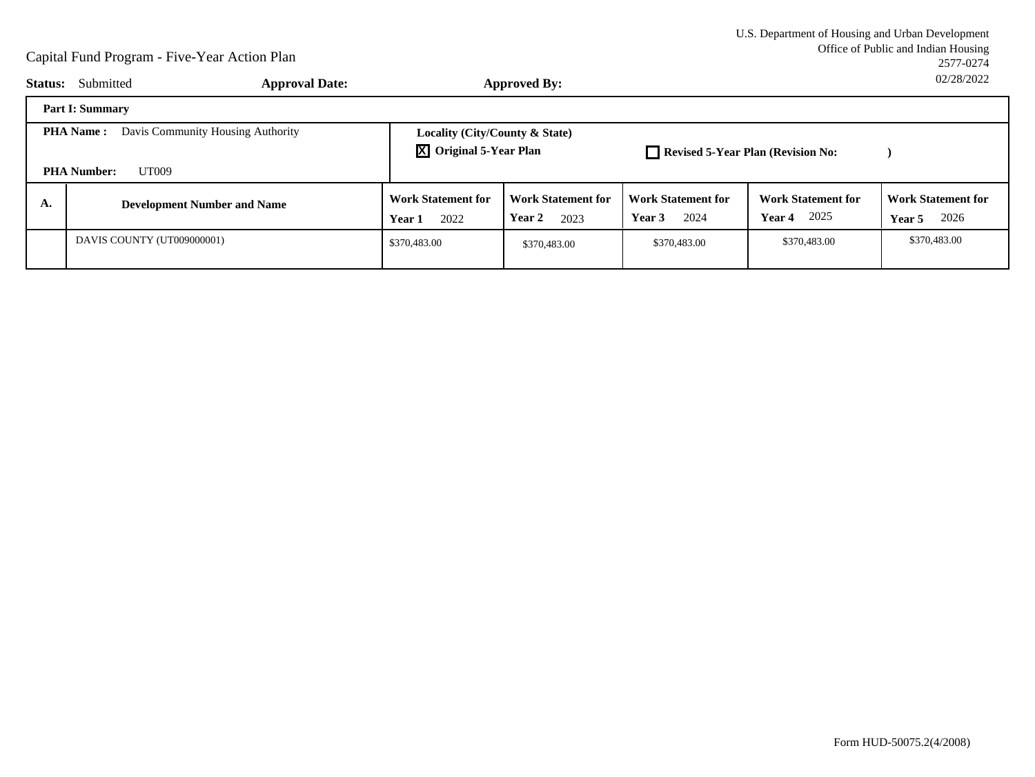U.S. Department of Housing and Urban Development
Office of Public and Indian Housing
2577-0274
02/28/2022

# Capital Fund Program - Five-Year Action Plan

**Status:** Submitted **Approval Date:** **Approved By:**

**Part I: Summary**

**PHA Name :** Davis Community Housing Authority

**PHA Number:** UT009

**Locality (City/County & State)**

[X] **Original 5-Year Plan** [ ] **Revised 5-Year Plan (Revision No: )**

| A. | Development Number and Name | Work Statement for Year 1 2022 | Work Statement for Year 2 2023 | Work Statement for Year 3 2024 | Work Statement for Year 4 2025 | Work Statement for Year 5 2026 |
|---|---|---|---|---|---|---|
| | DAVIS COUNTY (UT009000001) | $370,483.00 | $370,483.00 | $370,483.00 | $370,483.00 | $370,483.00 |

Form HUD-50075.2(4/2008)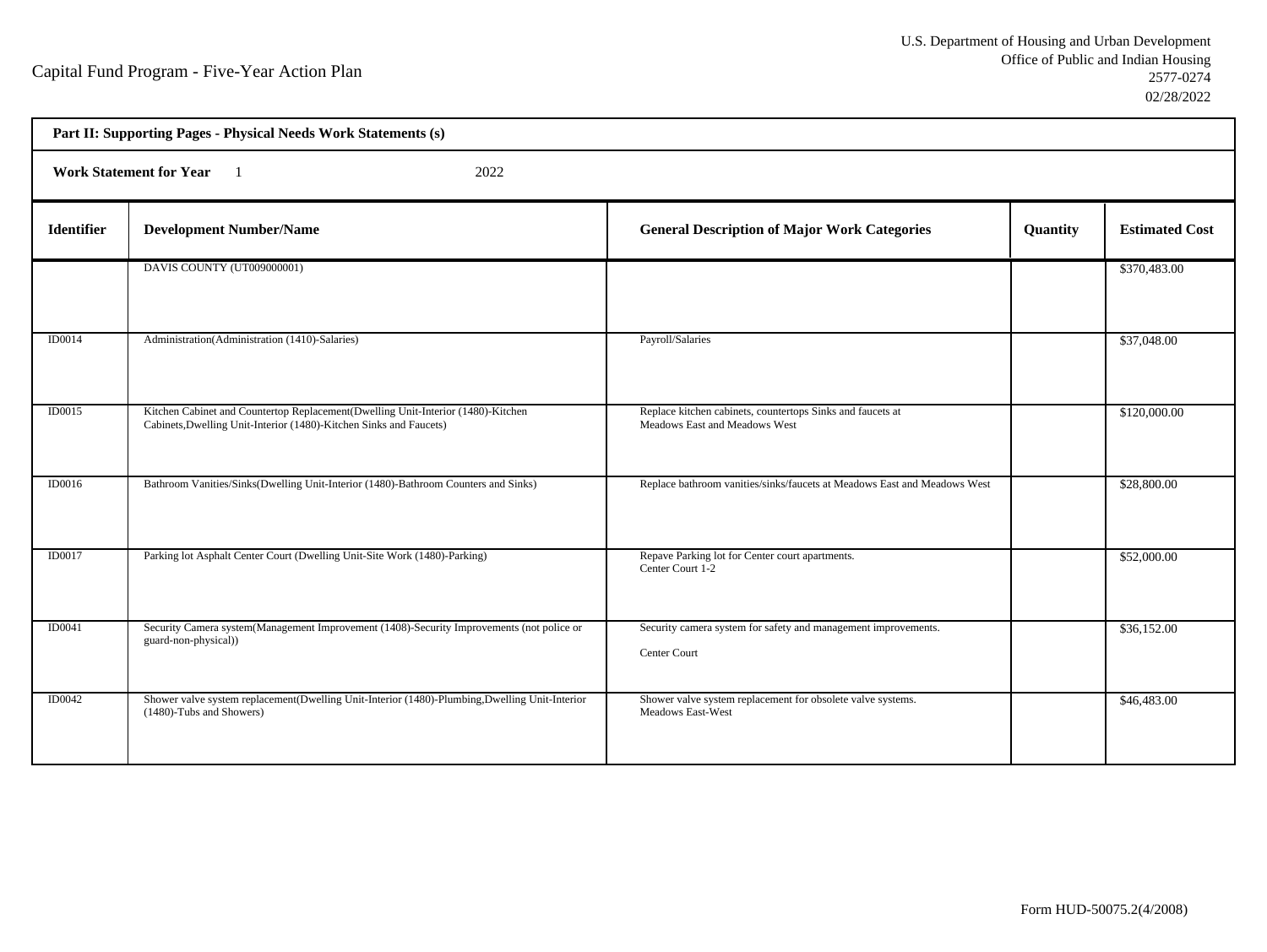Capital Fund Program - Five-Year Action Plan

U.S. Department of Housing and Urban Development
Office of Public and Indian Housing
2577-0274
02/28/2022

**Part II: Supporting Pages - Physical Needs Work Statements (s)**

**Work Statement for Year** 1 2022

| Identifier | Development Number/Name | General Description of Major Work Categories | Quantity | Estimated Cost |
|---|---|---|---|---|
| | DAVIS COUNTY (UT009000001) | | | $370,483.00 |
| ID0014 | Administration(Administration (1410)-Salaries) | Payroll/Salaries | | $37,048.00 |
| ID0015 | Kitchen Cabinet and Countertop Replacement(Dwelling Unit-Interior (1480)-Kitchen Cabinets,Dwelling Unit-Interior (1480)-Kitchen Sinks and Faucets) | Replace kitchen cabinets, countertops Sinks and faucets at Meadows East and Meadows West | | $120,000.00 |
| ID0016 | Bathroom Vanities/Sinks(Dwelling Unit-Interior (1480)-Bathroom Counters and Sinks) | Replace bathroom vanities/sinks/faucets at Meadows East and Meadows West | | $28,800.00 |
| ID0017 | Parking lot Asphalt Center Court (Dwelling Unit-Site Work (1480)-Parking) | Repave Parking lot for Center court apartments. Center Court 1-2 | | $52,000.00 |
| ID0041 | Security Camera system(Management Improvement (1408)-Security Improvements (not police or guard-non-physical)) | Security camera system for safety and management improvements. Center Court | | $36,152.00 |
| ID0042 | Shower valve system replacement(Dwelling Unit-Interior (1480)-Plumbing,Dwelling Unit-Interior (1480)-Tubs and Showers) | Shower valve system replacement for obsolete valve systems. Meadows East-West | | $46,483.00 |

Form HUD-50075.2(4/2008)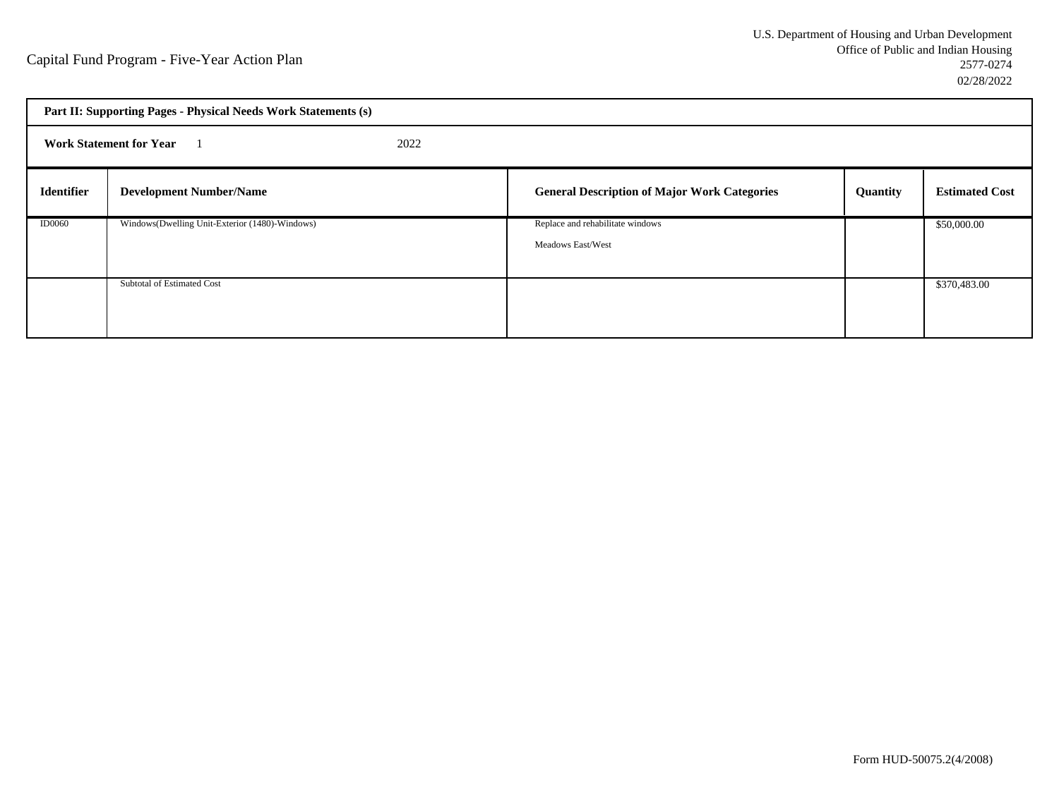Capital Fund Program - Five-Year Action Plan

U.S. Department of Housing and Urban Development
Office of Public and Indian Housing
2577-0274
02/28/2022

**Part II: Supporting Pages - Physical Needs Work Statements (s)**

**Work Statement for Year** 1 2022

| Identifier | Development Number/Name | General Description of Major Work Categories | Quantity | Estimated Cost |
|---|---|---|---|---|
| ID0060 | Windows(Dwelling Unit-Exterior (1480)-Windows) | Replace and rehabilitate windows<br>Meadows East/West | | $50,000.00 |
| | Subtotal of Estimated Cost | | | $370,483.00 |

Form HUD-50075.2(4/2008)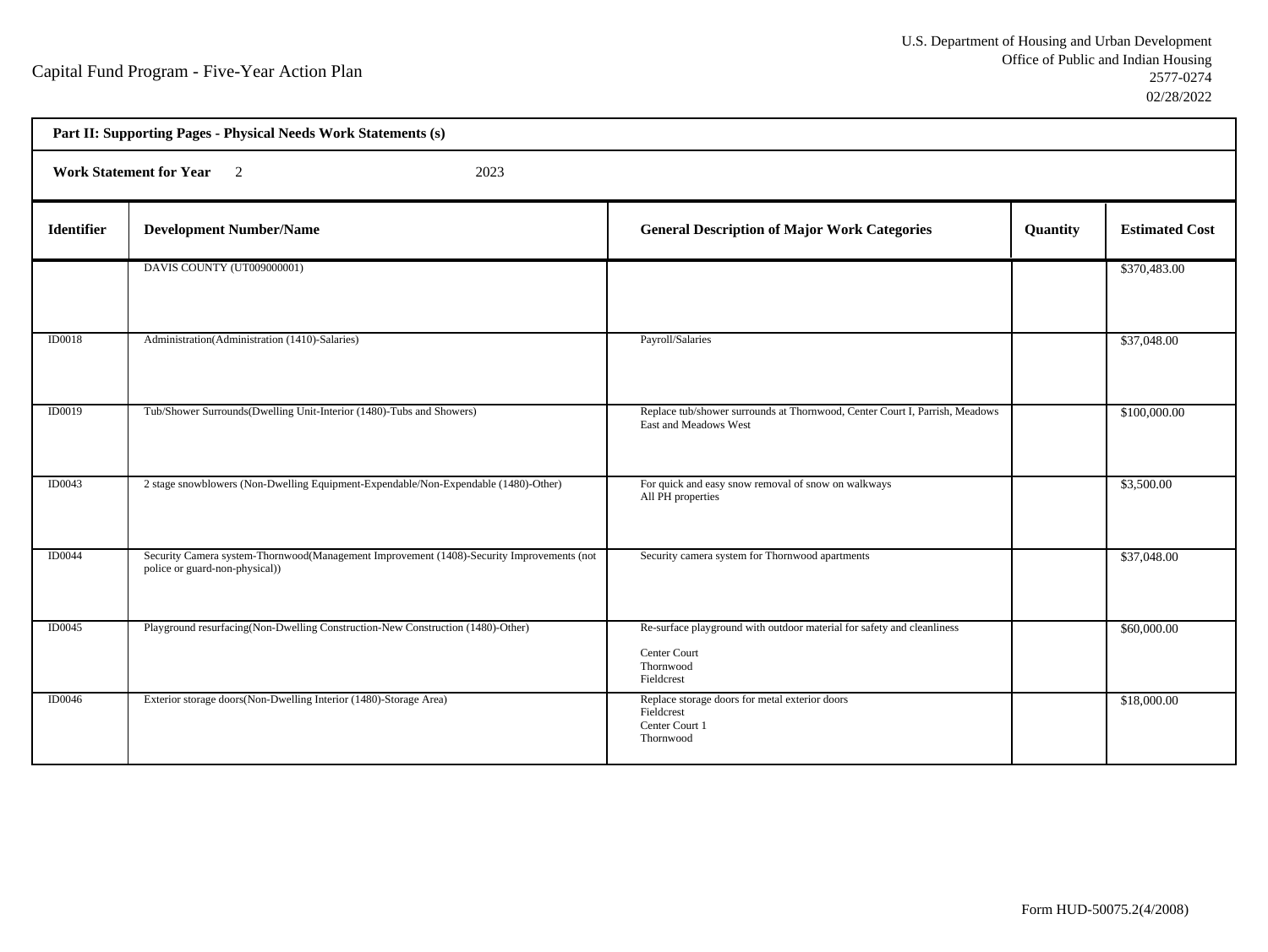Capital Fund Program - Five-Year Action Plan

U.S. Department of Housing and Urban Development
Office of Public and Indian Housing
2577-0274
02/28/2022

**Part II: Supporting Pages - Physical Needs Work Statements (s)**

**Work Statement for Year** 2 2023

| Identifier | Development Number/Name | General Description of Major Work Categories | Quantity | Estimated Cost |
|---|---|---|---|---|
| | DAVIS COUNTY (UT009000001) | | | $370,483.00 |
| ID0018 | Administration(Administration (1410)-Salaries) | Payroll/Salaries | | $37,048.00 |
| ID0019 | Tub/Shower Surrounds(Dwelling Unit-Interior (1480)-Tubs and Showers) | Replace tub/shower surrounds at Thornwood, Center Court I, Parrish, Meadows East and Meadows West | | $100,000.00 |
| ID0043 | 2 stage snowblowers (Non-Dwelling Equipment-Expendable/Non-Expendable (1480)-Other) | For quick and easy snow removal of snow on walkways<br>All PH properties | | $3,500.00 |
| ID0044 | Security Camera system-Thornwood(Management Improvement (1408)-Security Improvements (not police or guard-non-physical)) | Security camera system for Thornwood apartments | | $37,048.00 |
| ID0045 | Playground resurfacing(Non-Dwelling Construction-New Construction (1480)-Other) | Re-surface playground with outdoor material for safety and cleanliness<br><br>Center Court<br>Thornwood<br>Fieldcrest | | $60,000.00 |
| ID0046 | Exterior storage doors(Non-Dwelling Interior (1480)-Storage Area) | Replace storage doors for metal exterior doors<br>Fieldcrest<br>Center Court 1<br>Thornwood | | $18,000.00 |

Form HUD-50075.2(4/2008)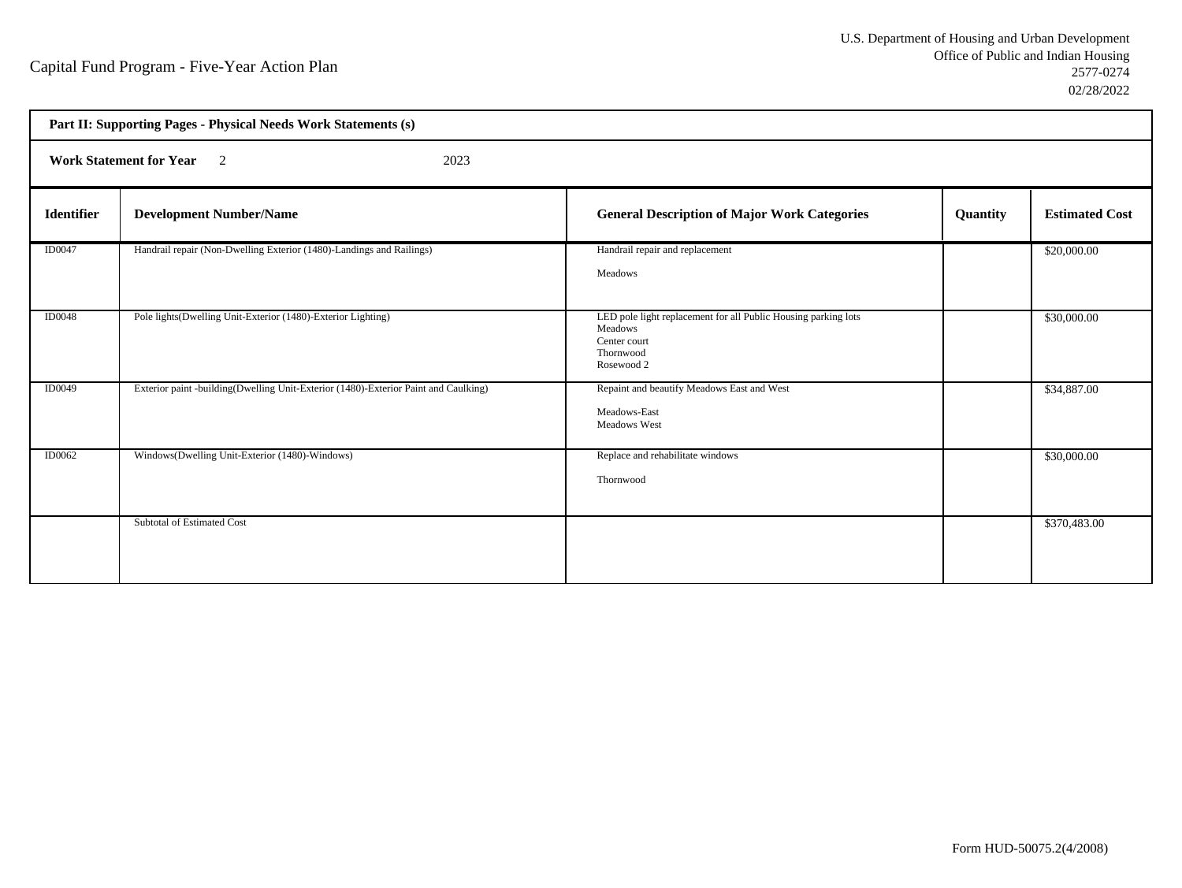Capital Fund Program - Five-Year Action Plan

U.S. Department of Housing and Urban Development
Office of Public and Indian Housing
2577-0274
02/28/2022

**Part II: Supporting Pages - Physical Needs Work Statements (s)**

**Work Statement for Year** 2 2023

| Identifier | Development Number/Name | General Description of Major Work Categories | Quantity | Estimated Cost |
|---|---|---|---|---|
| ID0047 | Handrail repair (Non-Dwelling Exterior (1480)-Landings and Railings) | Handrail repair and replacement<br>Meadows | | $20,000.00 |
| ID0048 | Pole lights(Dwelling Unit-Exterior (1480)-Exterior Lighting) | LED pole light replacement for all Public Housing parking lots<br>Meadows<br>Center court<br>Thornwood<br>Rosewood 2 | | $30,000.00 |
| ID0049 | Exterior paint -building(Dwelling Unit-Exterior (1480)-Exterior Paint and Caulking) | Repaint and beautify Meadows East and West<br>Meadows-East<br>Meadows West | | $34,887.00 |
| ID0062 | Windows(Dwelling Unit-Exterior (1480)-Windows) | Replace and rehabilitate windows<br>Thornwood | | $30,000.00 |
| | Subtotal of Estimated Cost | | | $370,483.00 |

Form HUD-50075.2(4/2008)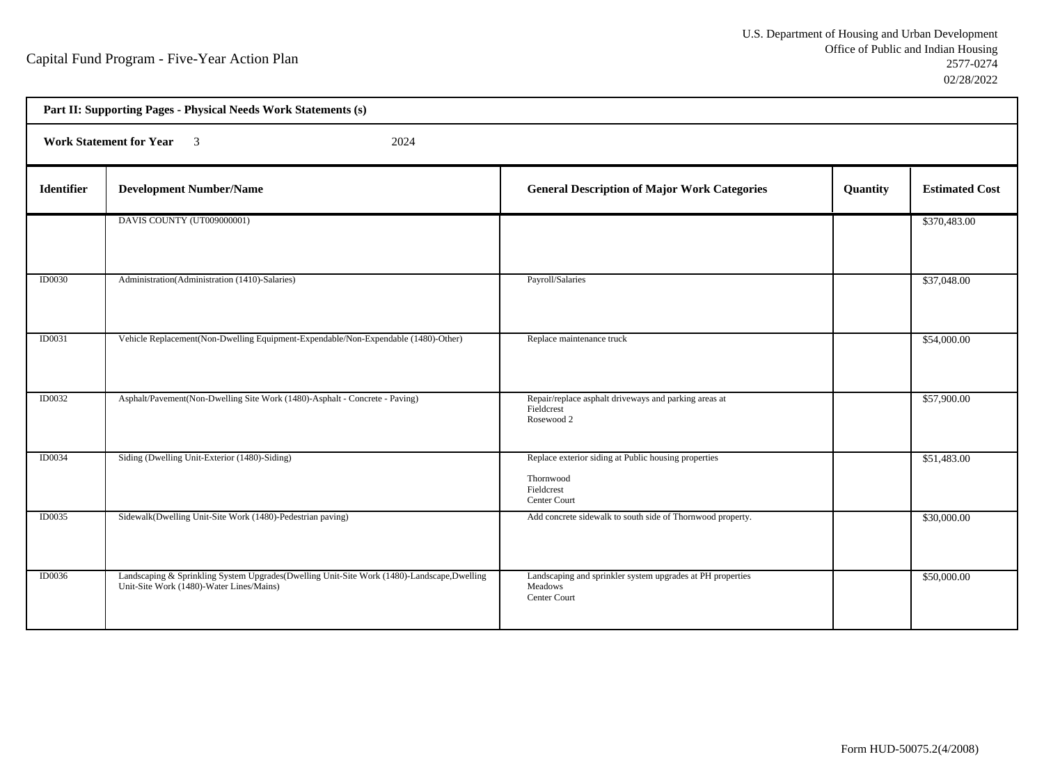Capital Fund Program - Five-Year Action Plan

U.S. Department of Housing and Urban Development
Office of Public and Indian Housing
2577-0274
02/28/2022

**Part II: Supporting Pages - Physical Needs Work Statements (s)**

**Work Statement for Year** 3 2024

| Identifier | Development Number/Name | General Description of Major Work Categories | Quantity | Estimated Cost |
|---|---|---|---|---|
| | DAVIS COUNTY (UT009000001) | | | $370,483.00 |
| ID0030 | Administration(Administration (1410)-Salaries) | Payroll/Salaries | | $37,048.00 |
| ID0031 | Vehicle Replacement(Non-Dwelling Equipment-Expendable/Non-Expendable (1480)-Other) | Replace maintenance truck | | $54,000.00 |
| ID0032 | Asphalt/Pavement(Non-Dwelling Site Work (1480)-Asphalt - Concrete - Paving) | Repair/replace asphalt driveways and parking areas at Fieldcrest Rosewood 2 | | $57,900.00 |
| ID0034 | Siding (Dwelling Unit-Exterior (1480)-Siding) | Replace exterior siding at Public housing properties Thornwood Fieldcrest Center Court | | $51,483.00 |
| ID0035 | Sidewalk(Dwelling Unit-Site Work (1480)-Pedestrian paving) | Add concrete sidewalk to south side of Thornwood property. | | $30,000.00 |
| ID0036 | Landscaping & Sprinkling System Upgrades(Dwelling Unit-Site Work (1480)-Landscape,Dwelling Unit-Site Work (1480)-Water Lines/Mains) | Landscaping and sprinkler system upgrades at PH properties Meadows Center Court | | $50,000.00 |

Form HUD-50075.2(4/2008)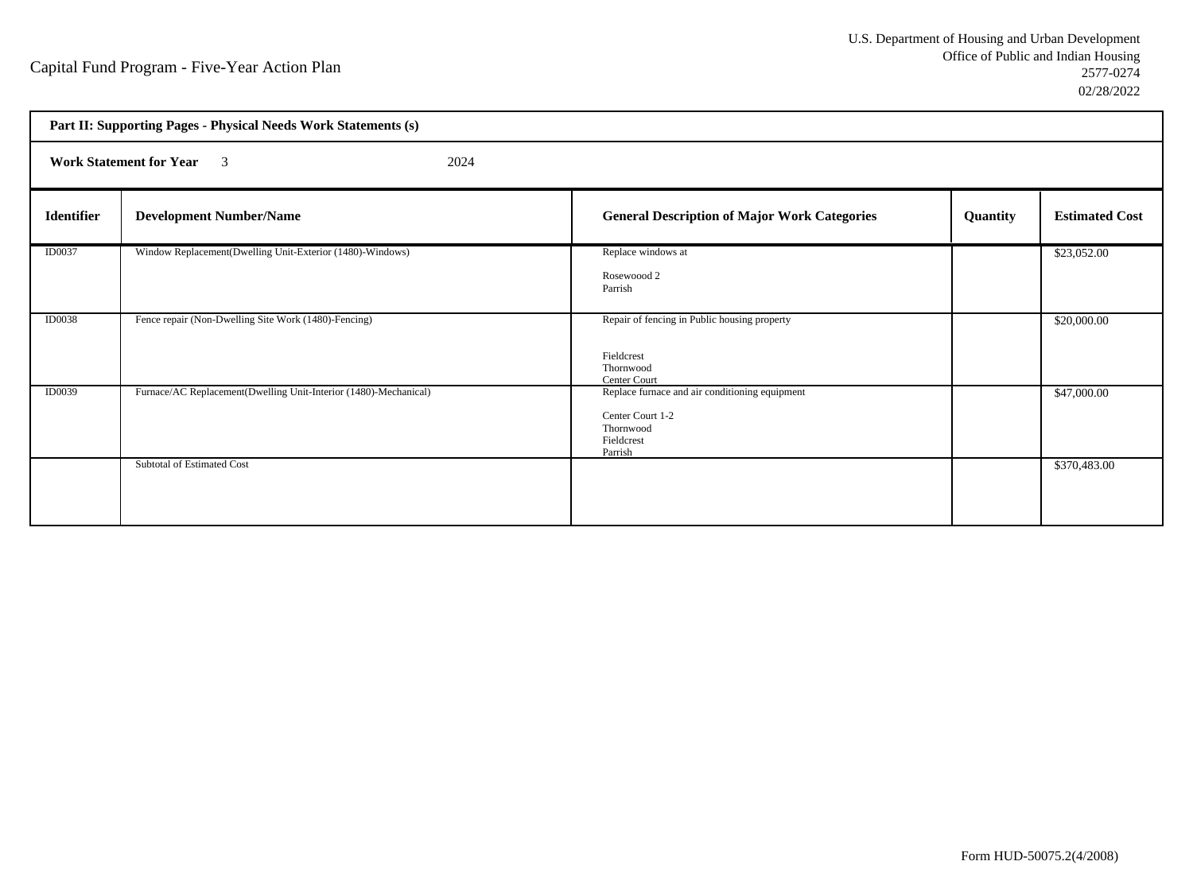Capital Fund Program - Five-Year Action Plan

U.S. Department of Housing and Urban Development
Office of Public and Indian Housing
2577-0274
02/28/2022

**Part II: Supporting Pages - Physical Needs Work Statements (s)**

**Work Statement for Year** 3 2024

| Identifier | Development Number/Name | General Description of Major Work Categories | Quantity | Estimated Cost |
|---|---|---|---|---|
| ID0037 | Window Replacement(Dwelling Unit-Exterior (1480)-Windows) | Replace windows at<br><br>Rosewoood 2<br>Parrish | | $23,052.00 |
| ID0038 | Fence repair (Non-Dwelling Site Work (1480)-Fencing) | Repair of fencing in Public housing property<br><br>Fieldcrest<br>Thornwood<br>Center Court | | $20,000.00 |
| ID0039 | Furnace/AC Replacement(Dwelling Unit-Interior (1480)-Mechanical) | Replace furnace and air conditioning equipment<br><br>Center Court 1-2<br>Thornwood<br>Fieldcrest<br>Parrish | | $47,000.00 |
| | Subtotal of Estimated Cost | | | $370,483.00 |

Form HUD-50075.2(4/2008)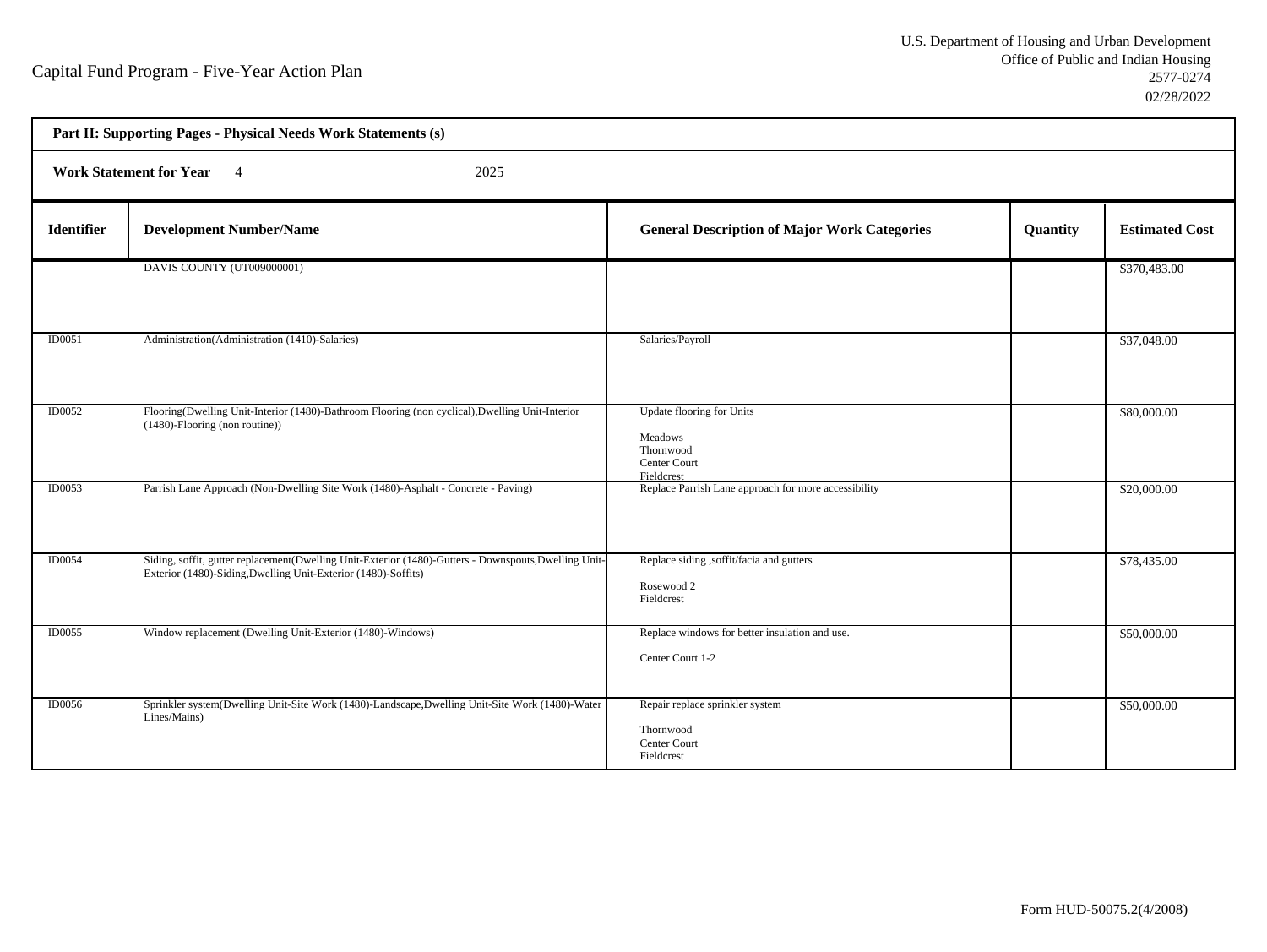Capital Fund Program - Five-Year Action Plan

U.S. Department of Housing and Urban Development
Office of Public and Indian Housing
2577-0274
02/28/2022

**Part II: Supporting Pages - Physical Needs Work Statements (s)**

**Work Statement for Year** 4 2025

| Identifier | Development Number/Name | General Description of Major Work Categories | Quantity | Estimated Cost |
|---|---|---|---|---|
| | DAVIS COUNTY (UT009000001) | | | $370,483.00 |
| ID0051 | Administration(Administration (1410)-Salaries) | Salaries/Payroll | | $37,048.00 |
| ID0052 | Flooring(Dwelling Unit-Interior (1480)-Bathroom Flooring (non cyclical),Dwelling Unit-Interior (1480)-Flooring (non routine)) | Update flooring for Units<br><br>Meadows<br>Thornwood<br>Center Court<br>Fieldcrest | | $80,000.00 |
| ID0053 | Parrish Lane Approach (Non-Dwelling Site Work (1480)-Asphalt - Concrete - Paving) | Replace Parrish Lane approach for more accessibility | | $20,000.00 |
| ID0054 | Siding, soffit, gutter replacement(Dwelling Unit-Exterior (1480)-Gutters - Downspouts,Dwelling Unit-Exterior (1480)-Siding,Dwelling Unit-Exterior (1480)-Soffits) | Replace siding ,soffit/facia and gutters<br><br>Rosewood 2<br>Fieldcrest | | $78,435.00 |
| ID0055 | Window replacement (Dwelling Unit-Exterior (1480)-Windows) | Replace windows for better insulation and use.<br><br>Center Court 1-2 | | $50,000.00 |
| ID0056 | Sprinkler system(Dwelling Unit-Site Work (1480)-Landscape,Dwelling Unit-Site Work (1480)-Water Lines/Mains) | Repair replace sprinkler system<br><br>Thornwood<br>Center Court<br>Fieldcrest | | $50,000.00 |

Form HUD-50075.2(4/2008)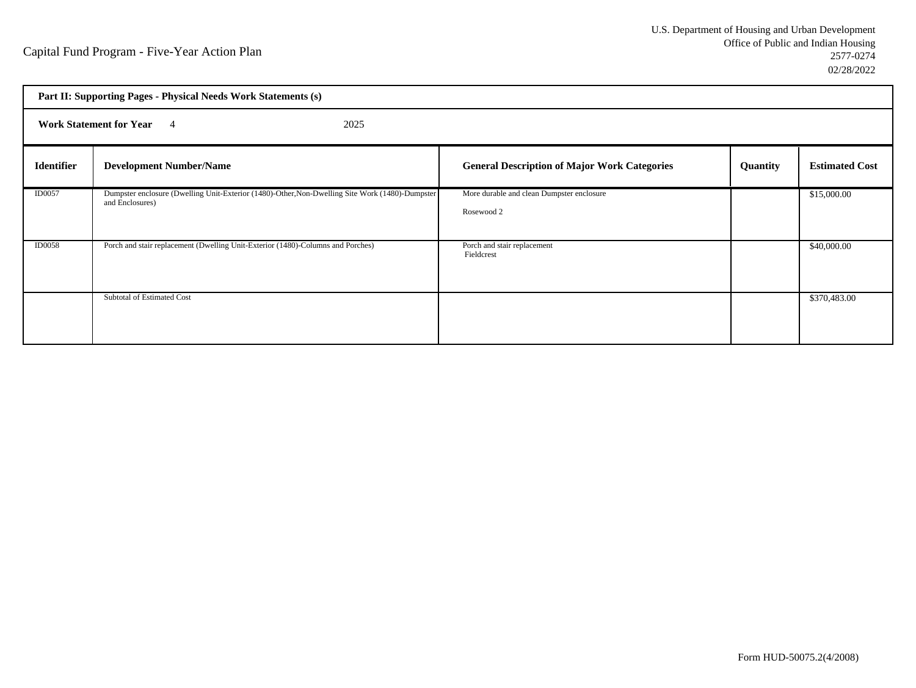Capital Fund Program - Five-Year Action Plan

U.S. Department of Housing and Urban Development
Office of Public and Indian Housing
2577-0274
02/28/2022

**Part II: Supporting Pages - Physical Needs Work Statements (s)**

**Work Statement for Year** 4 2025

| Identifier | Development Number/Name | General Description of Major Work Categories | Quantity | Estimated Cost |
|---|---|---|---|---|
| ID0057 | Dumpster enclosure (Dwelling Unit-Exterior (1480)-Other,Non-Dwelling Site Work (1480)-Dumpster and Enclosures) | More durable and clean Dumpster enclosure<br>Rosewood 2 | | $15,000.00 |
| ID0058 | Porch and stair replacement (Dwelling Unit-Exterior (1480)-Columns and Porches) | Porch and stair replacement<br>Fieldcrest | | $40,000.00 |
| | Subtotal of Estimated Cost | | | $370,483.00 |

Form HUD-50075.2(4/2008)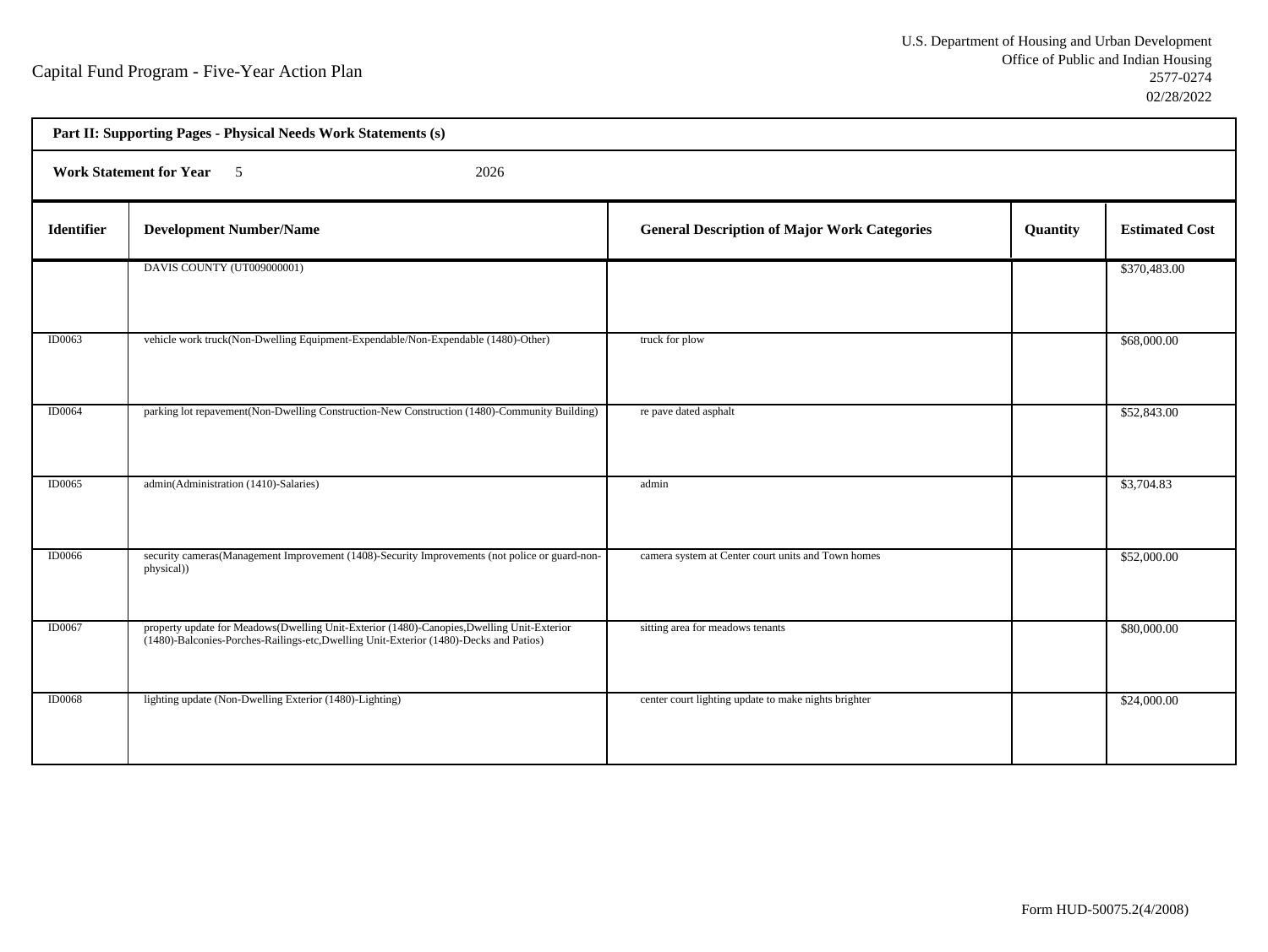Capital Fund Program - Five-Year Action Plan

U.S. Department of Housing and Urban Development
Office of Public and Indian Housing
2577-0274
02/28/2022

**Part II: Supporting Pages - Physical Needs Work Statements (s)**

**Work Statement for Year** 5 2026

| Identifier | Development Number/Name | General Description of Major Work Categories | Quantity | Estimated Cost |
|---|---|---|---|---|
| | DAVIS COUNTY (UT009000001) | | | $370,483.00 |
| ID0063 | vehicle work truck(Non-Dwelling Equipment-Expendable/Non-Expendable (1480)-Other) | truck for plow | | $68,000.00 |
| ID0064 | parking lot repavement(Non-Dwelling Construction-New Construction (1480)-Community Building) | re pave dated asphalt | | $52,843.00 |
| ID0065 | admin(Administration (1410)-Salaries) | admin | | $3,704.83 |
| ID0066 | security cameras(Management Improvement (1408)-Security Improvements (not police or guard-non-physical)) | camera system at Center court units and Town homes | | $52,000.00 |
| ID0067 | property update for Meadows(Dwelling Unit-Exterior (1480)-Canopies,Dwelling Unit-Exterior (1480)-Balconies-Porches-Railings-etc,Dwelling Unit-Exterior (1480)-Decks and Patios) | sitting area for meadows tenants | | $80,000.00 |
| ID0068 | lighting update (Non-Dwelling Exterior (1480)-Lighting) | center court lighting update to make nights brighter | | $24,000.00 |

Form HUD-50075.2(4/2008)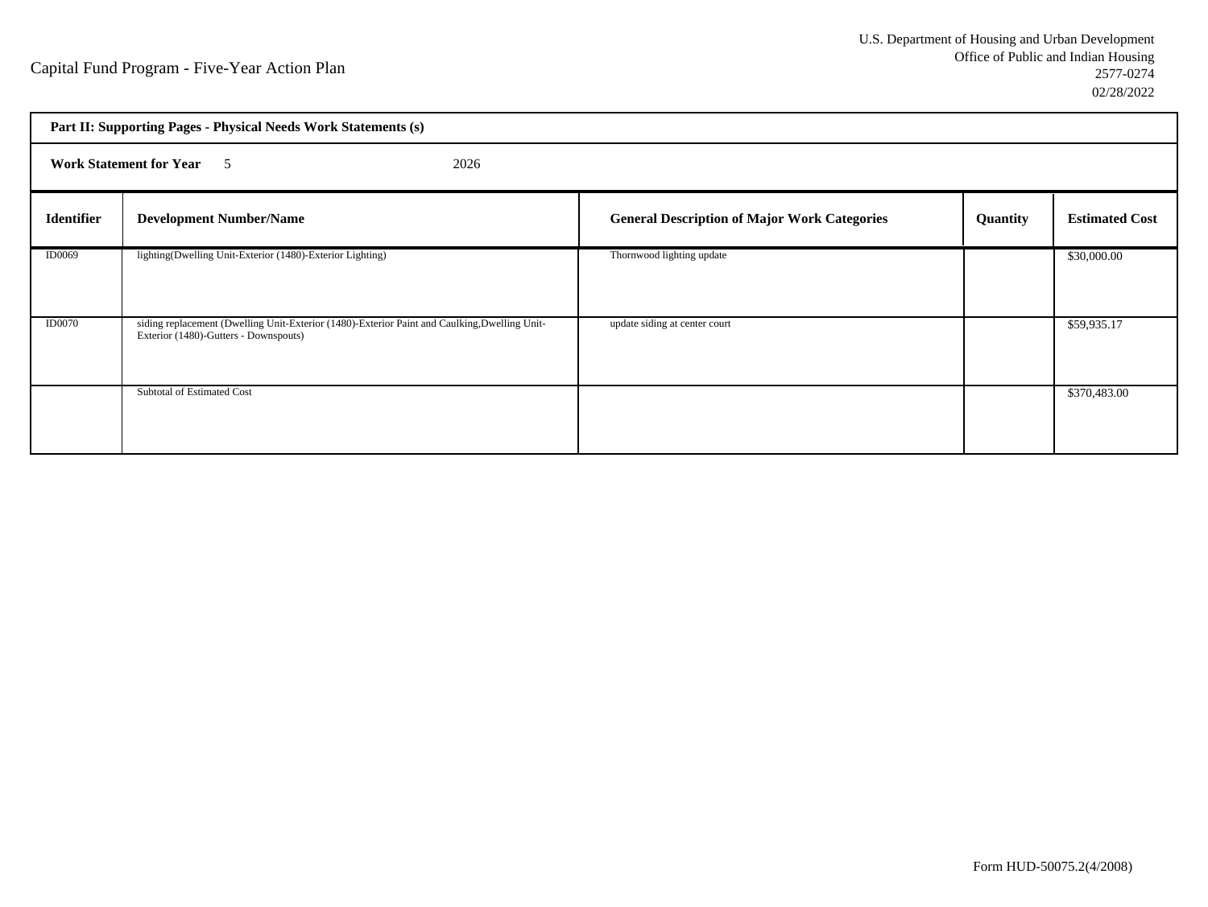Capital Fund Program - Five-Year Action Plan

U.S. Department of Housing and Urban Development
Office of Public and Indian Housing
2577-0274
02/28/2022

**Part II: Supporting Pages - Physical Needs Work Statements (s)**

**Work Statement for Year** 5 2026

| Identifier | Development Number/Name | General Description of Major Work Categories | Quantity | Estimated Cost |
|---|---|---|---|---|
| ID0069 | lighting(Dwelling Unit-Exterior (1480)-Exterior Lighting) | Thornwood lighting update | | $30,000.00 |
| ID0070 | siding replacement (Dwelling Unit-Exterior (1480)-Exterior Paint and Caulking,Dwelling Unit-Exterior (1480)-Gutters - Downspouts) | update siding at center court | | $59,935.17 |
| | Subtotal of Estimated Cost | | | $370,483.00 |

Form HUD-50075.2(4/2008)